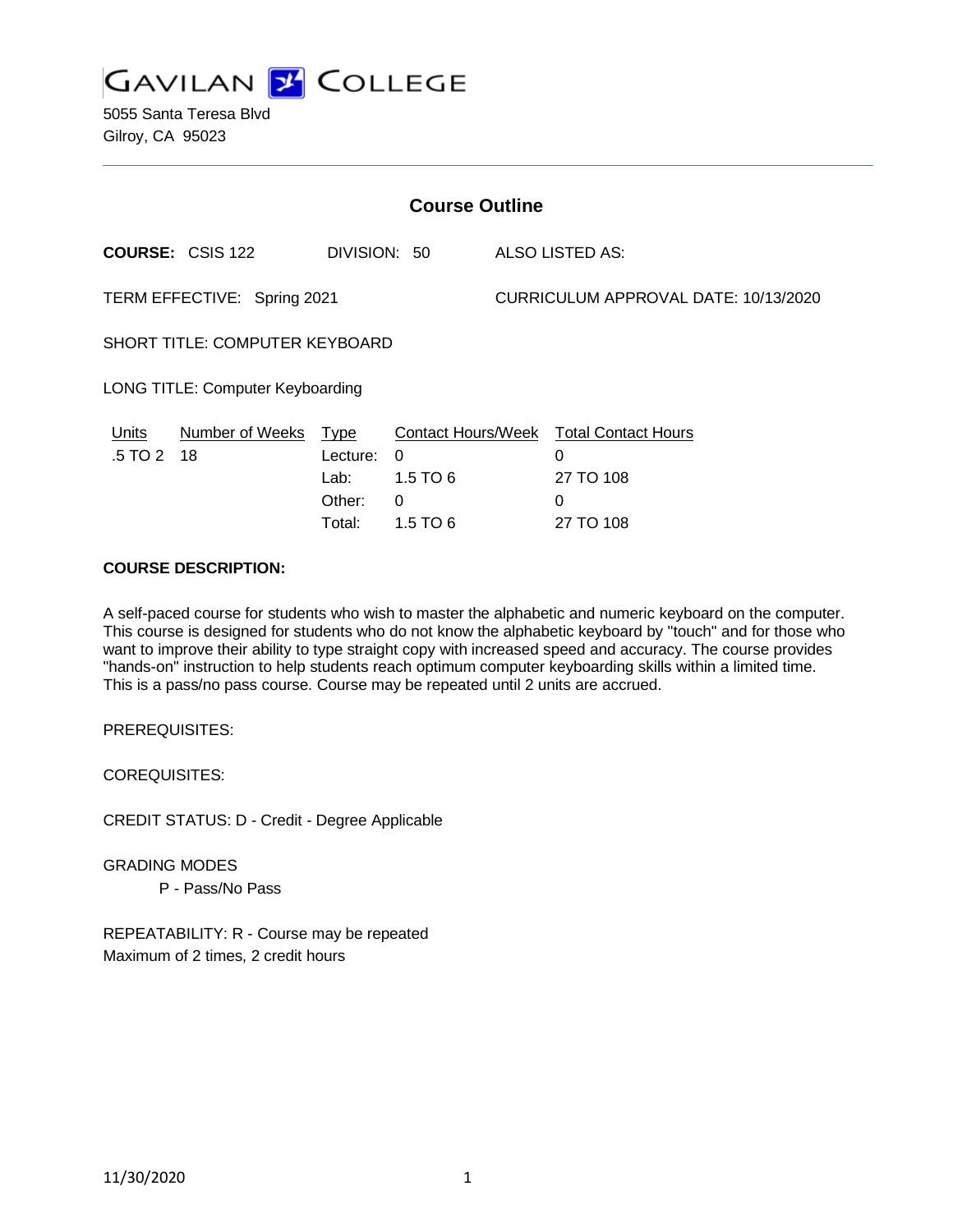# GAVILAN COLLEGE

5055 Santa Teresa Blvd
Gilroy, CA 95023

## Course Outline

**COURSE:** CSIS 122 DIVISION: 50 ALSO LISTED AS:

TERM EFFECTIVE: Spring 2021 CURRICULUM APPROVAL DATE: 10/13/2020

SHORT TITLE: COMPUTER KEYBOARD

LONG TITLE: Computer Keyboarding

| Units | Number of Weeks | Type | Contact Hours/Week | Total Contact Hours |
|---|---|---|---|---|
| .5 TO 2 | 18 | Lecture: | 0 | 0 |
| | | Lab: | 1.5 TO 6 | 27 TO 108 |
| | | Other: | 0 | 0 |
| | | Total: | 1.5 TO 6 | 27 TO 108 |

**COURSE DESCRIPTION:**

A self-paced course for students who wish to master the alphabetic and numeric keyboard on the computer. This course is designed for students who do not know the alphabetic keyboard by "touch" and for those who want to improve their ability to type straight copy with increased speed and accuracy. The course provides "hands-on" instruction to help students reach optimum computer keyboarding skills within a limited time. This is a pass/no pass course. Course may be repeated until 2 units are accrued.

PREREQUISITES:

COREQUISITES:

CREDIT STATUS: D - Credit - Degree Applicable

GRADING MODES

P - Pass/No Pass

REPEATABILITY: R - Course may be repeated
Maximum of 2 times, 2 credit hours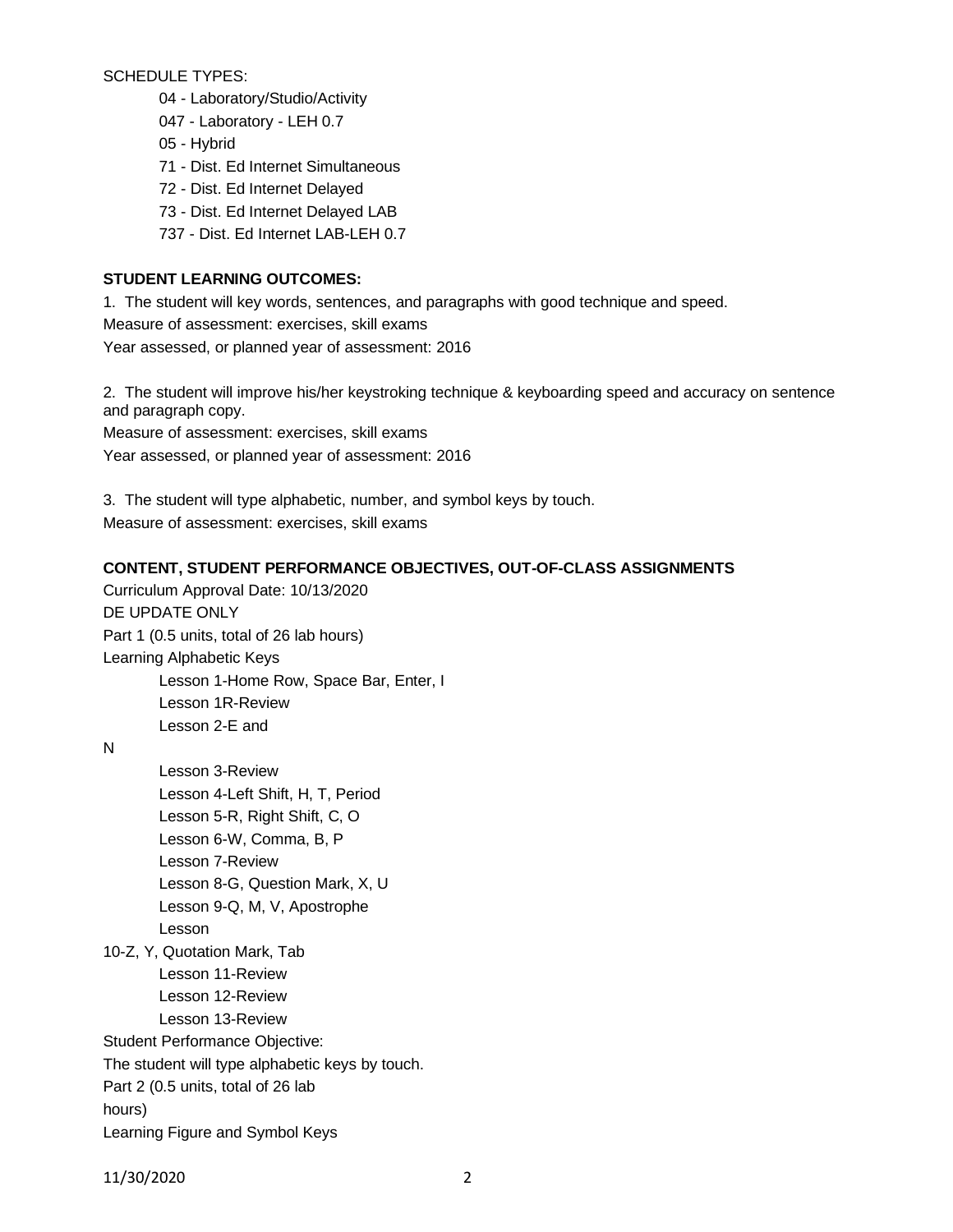SCHEDULE TYPES:

- 04 - Laboratory/Studio/Activity
- 047 - Laboratory - LEH 0.7
- 05 - Hybrid
- 71 - Dist. Ed Internet Simultaneous
- 72 - Dist. Ed Internet Delayed
- 73 - Dist. Ed Internet Delayed LAB
- 737 - Dist. Ed Internet LAB-LEH 0.7

**STUDENT LEARNING OUTCOMES:**

1. The student will key words, sentences, and paragraphs with good technique and speed.

Measure of assessment: exercises, skill exams

Year assessed, or planned year of assessment: 2016

2. The student will improve his/her keystroking technique & keyboarding speed and accuracy on sentence and paragraph copy.

Measure of assessment: exercises, skill exams

Year assessed, or planned year of assessment: 2016

3. The student will type alphabetic, number, and symbol keys by touch.

Measure of assessment: exercises, skill exams

**CONTENT, STUDENT PERFORMANCE OBJECTIVES, OUT-OF-CLASS ASSIGNMENTS**

Curriculum Approval Date: 10/13/2020

DE UPDATE ONLY

Part 1 (0.5 units, total of 26 lab hours)

Learning Alphabetic Keys

- Lesson 1-Home Row, Space Bar, Enter, I
- Lesson 1R-Review
- Lesson 2-E and N
- Lesson 3-Review
- Lesson 4-Left Shift, H, T, Period
- Lesson 5-R, Right Shift, C, O
- Lesson 6-W, Comma, B, P
- Lesson 7-Review
- Lesson 8-G, Question Mark, X, U
- Lesson 9-Q, M, V, Apostrophe
- Lesson 10-Z, Y, Quotation Mark, Tab
- Lesson 11-Review
- Lesson 12-Review
- Lesson 13-Review

Student Performance Objective:

The student will type alphabetic keys by touch.

Part 2 (0.5 units, total of 26 lab hours)

Learning Figure and Symbol Keys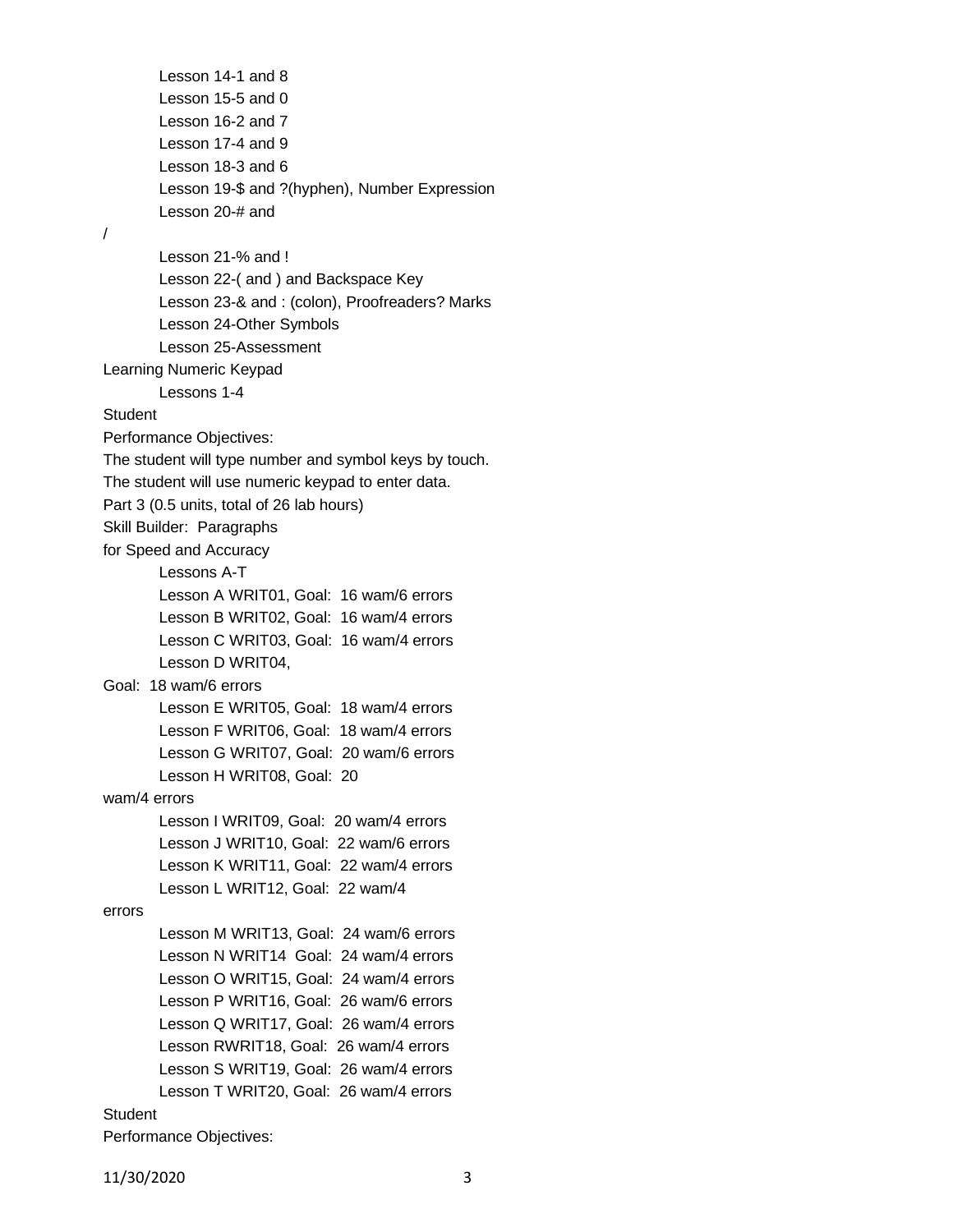Lesson 14-1 and 8
Lesson 15-5 and 0
Lesson 16-2 and 7
Lesson 17-4 and 9
Lesson 18-3 and 6
Lesson 19-$ and ?(hyphen), Number Expression
Lesson 20-# and
/
Lesson 21-% and !
Lesson 22-( and ) and Backspace Key
Lesson 23-& and : (colon), Proofreaders? Marks
Lesson 24-Other Symbols
Lesson 25-Assessment

Learning Numeric Keypad
Lessons 1-4

Student
Performance Objectives:
The student will type number and symbol keys by touch.
The student will use numeric keypad to enter data.

Part 3 (0.5 units, total of 26 lab hours)
Skill Builder: Paragraphs
for Speed and Accuracy
Lessons A-T
Lesson A WRIT01, Goal: 16 wam/6 errors
Lesson B WRIT02, Goal: 16 wam/4 errors
Lesson C WRIT03, Goal: 16 wam/4 errors
Lesson D WRIT04,
Goal: 18 wam/6 errors
Lesson E WRIT05, Goal: 18 wam/4 errors
Lesson F WRIT06, Goal: 18 wam/4 errors
Lesson G WRIT07, Goal: 20 wam/6 errors
Lesson H WRIT08, Goal: 20
wam/4 errors
Lesson I WRIT09, Goal: 20 wam/4 errors
Lesson J WRIT10, Goal: 22 wam/6 errors
Lesson K WRIT11, Goal: 22 wam/4 errors
Lesson L WRIT12, Goal: 22 wam/4
errors
Lesson M WRIT13, Goal: 24 wam/6 errors
Lesson N WRIT14 Goal: 24 wam/4 errors
Lesson O WRIT15, Goal: 24 wam/4 errors
Lesson P WRIT16, Goal: 26 wam/6 errors
Lesson Q WRIT17, Goal: 26 wam/4 errors
Lesson RWRIT18, Goal: 26 wam/4 errors
Lesson S WRIT19, Goal: 26 wam/4 errors
Lesson T WRIT20, Goal: 26 wam/4 errors

Student
Performance Objectives: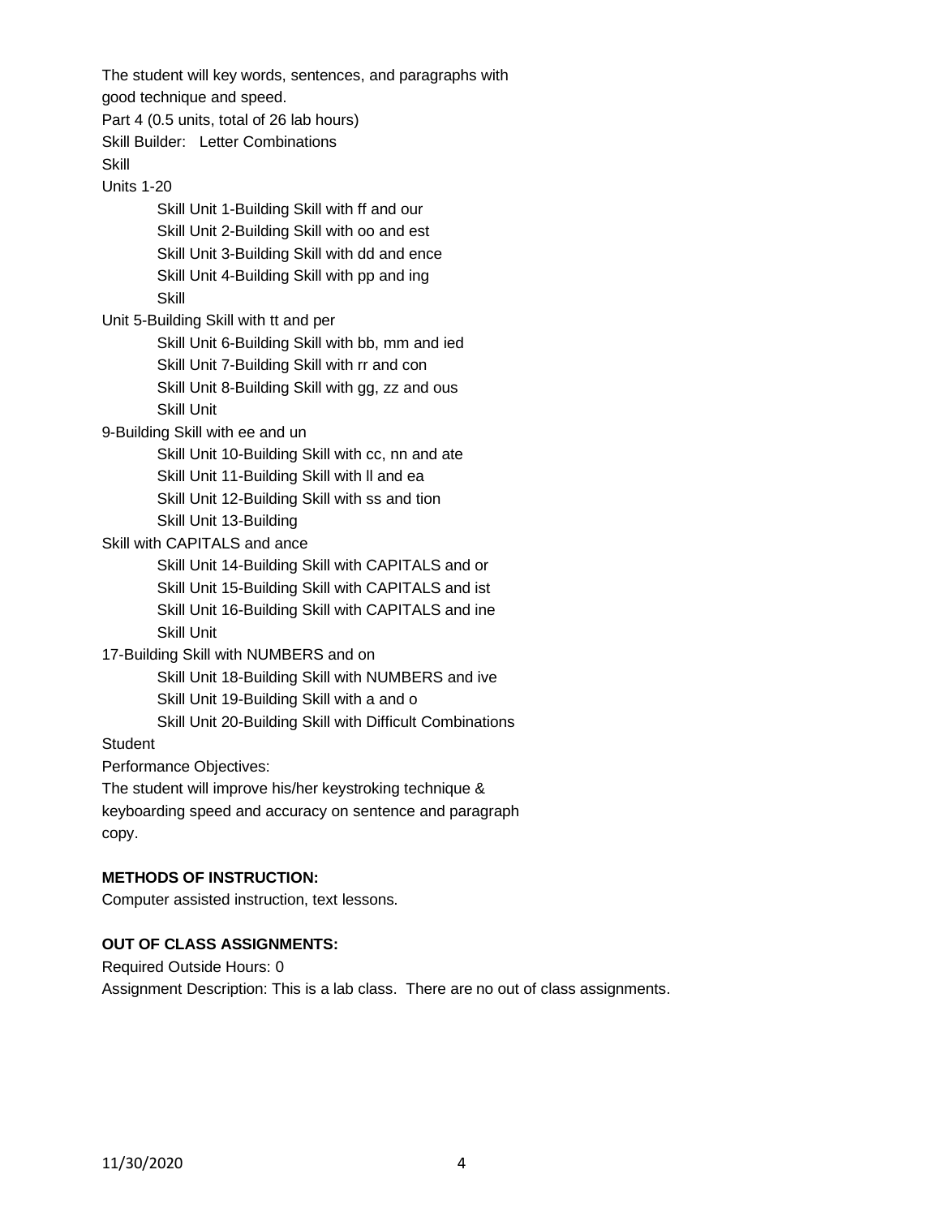The student will key words, sentences, and paragraphs with good technique and speed.

Part 4 (0.5 units, total of 26 lab hours)

Skill Builder: Letter Combinations

Skill Units 1-20

- Skill Unit 1-Building Skill with ff and our
- Skill Unit 2-Building Skill with oo and est
- Skill Unit 3-Building Skill with dd and ence
- Skill Unit 4-Building Skill with pp and ing
- Skill Unit 5-Building Skill with tt and per
- Skill Unit 6-Building Skill with bb, mm and ied
- Skill Unit 7-Building Skill with rr and con
- Skill Unit 8-Building Skill with gg, zz and ous
- Skill Unit 9-Building Skill with ee and un
- Skill Unit 10-Building Skill with cc, nn and ate
- Skill Unit 11-Building Skill with ll and ea
- Skill Unit 12-Building Skill with ss and tion
- Skill Unit 13-Building Skill with CAPITALS and ance
- Skill Unit 14-Building Skill with CAPITALS and or
- Skill Unit 15-Building Skill with CAPITALS and ist
- Skill Unit 16-Building Skill with CAPITALS and ine
- Skill Unit 17-Building Skill with NUMBERS and on
- Skill Unit 18-Building Skill with NUMBERS and ive
- Skill Unit 19-Building Skill with a and o
- Skill Unit 20-Building Skill with Difficult Combinations

Student Performance Objectives:

The student will improve his/her keystroking technique & keyboarding speed and accuracy on sentence and paragraph copy.

**METHODS OF INSTRUCTION:**

Computer assisted instruction, text lessons.

**OUT OF CLASS ASSIGNMENTS:**

Required Outside Hours: 0

Assignment Description: This is a lab class. There are no out of class assignments.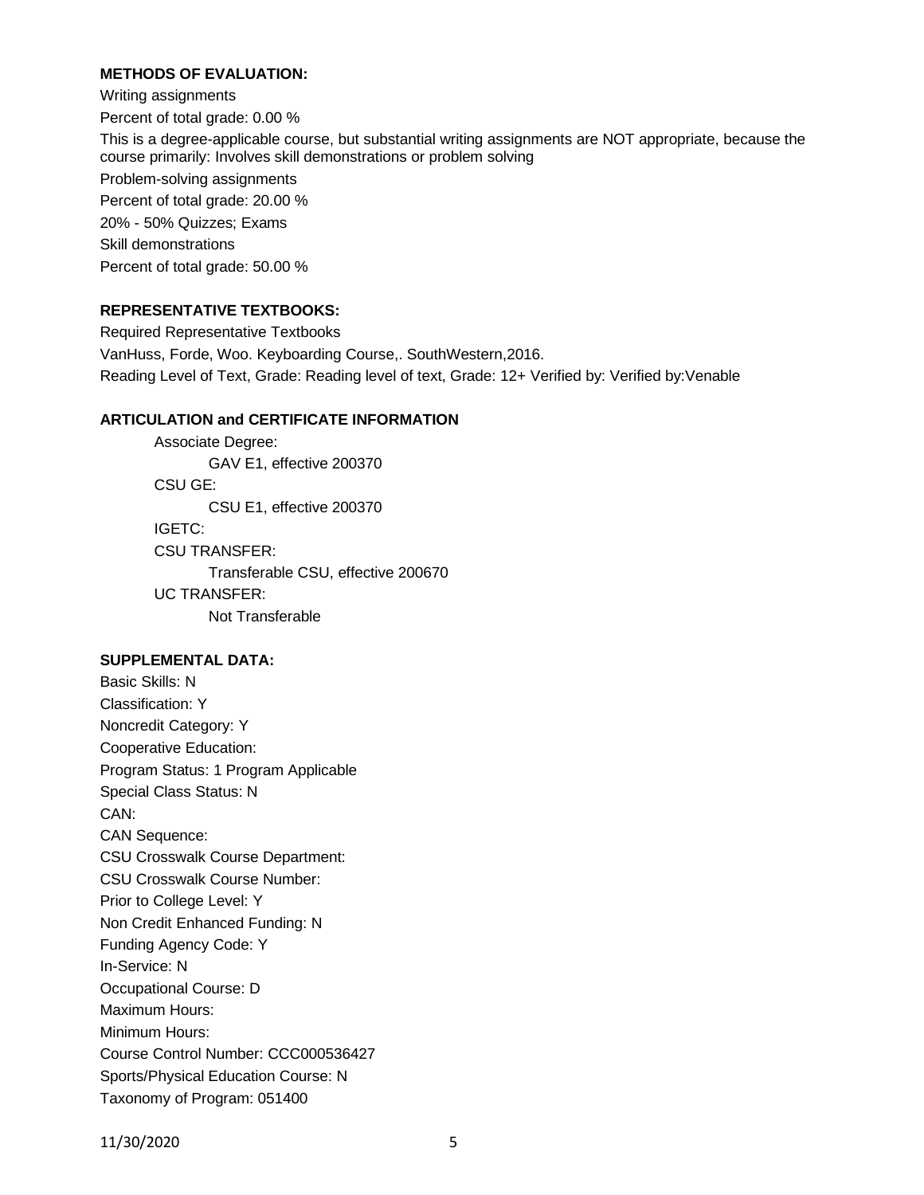**METHODS OF EVALUATION:**

Writing assignments

Percent of total grade: 0.00 %

This is a degree-applicable course, but substantial writing assignments are NOT appropriate, because the course primarily: Involves skill demonstrations or problem solving

Problem-solving assignments

Percent of total grade: 20.00 %

20% - 50% Quizzes; Exams

Skill demonstrations

Percent of total grade: 50.00 %

**REPRESENTATIVE TEXTBOOKS:**

Required Representative Textbooks

VanHuss, Forde, Woo. Keyboarding Course,. SouthWestern,2016.

Reading Level of Text, Grade: Reading level of text, Grade: 12+ Verified by: Verified by:Venable

**ARTICULATION and CERTIFICATE INFORMATION**

Associate Degree:
GAV E1, effective 200370

CSU GE:
CSU E1, effective 200370

IGETC:

CSU TRANSFER:
Transferable CSU, effective 200670

UC TRANSFER:
Not Transferable

**SUPPLEMENTAL DATA:**

Basic Skills: N

Classification: Y

Noncredit Category: Y

Cooperative Education:

Program Status: 1 Program Applicable

Special Class Status: N

CAN:

CAN Sequence:

CSU Crosswalk Course Department:

CSU Crosswalk Course Number:

Prior to College Level: Y

Non Credit Enhanced Funding: N

Funding Agency Code: Y

In-Service: N

Occupational Course: D

Maximum Hours:

Minimum Hours:

Course Control Number: CCC000536427

Sports/Physical Education Course: N

Taxonomy of Program: 051400